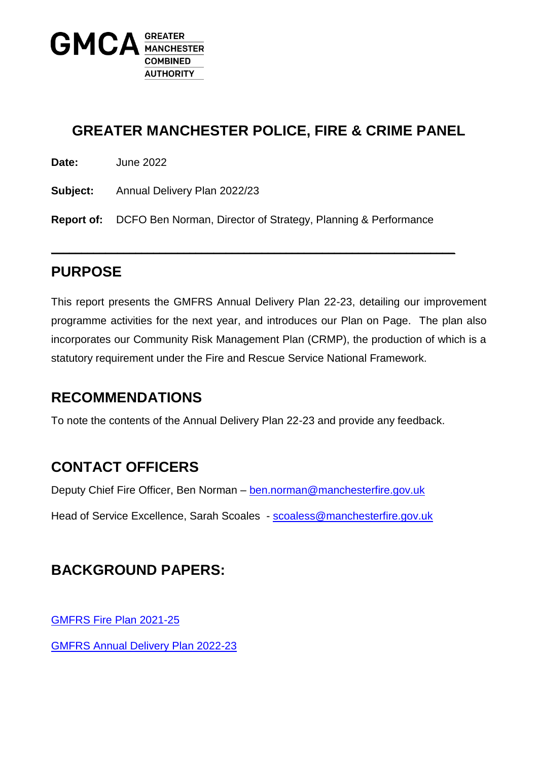GMCA GREATER MANCHESTER COMBINED AUTHORITY

# GREATER MANCHESTER POLICE, FIRE & CRIME PANEL

**Date:** June 2022

**Subject:** Annual Delivery Plan 2022/23

**Report of:** DCFO Ben Norman, Director of Strategy, Planning & Performance

---

## PURPOSE

This report presents the GMFRS Annual Delivery Plan 22-23, detailing our improvement programme activities for the next year, and introduces our Plan on Page. The plan also incorporates our Community Risk Management Plan (CRMP), the production of which is a statutory requirement under the Fire and Rescue Service National Framework.

## RECOMMENDATIONS

To note the contents of the Annual Delivery Plan 22-23 and provide any feedback.

## CONTACT OFFICERS

Deputy Chief Fire Officer, Ben Norman – ben.norman@manchesterfire.gov.uk

Head of Service Excellence, Sarah Scoales - scoaless@manchesterfire.gov.uk

## BACKGROUND PAPERS:

GMFRS Fire Plan 2021-25

GMFRS Annual Delivery Plan 2022-23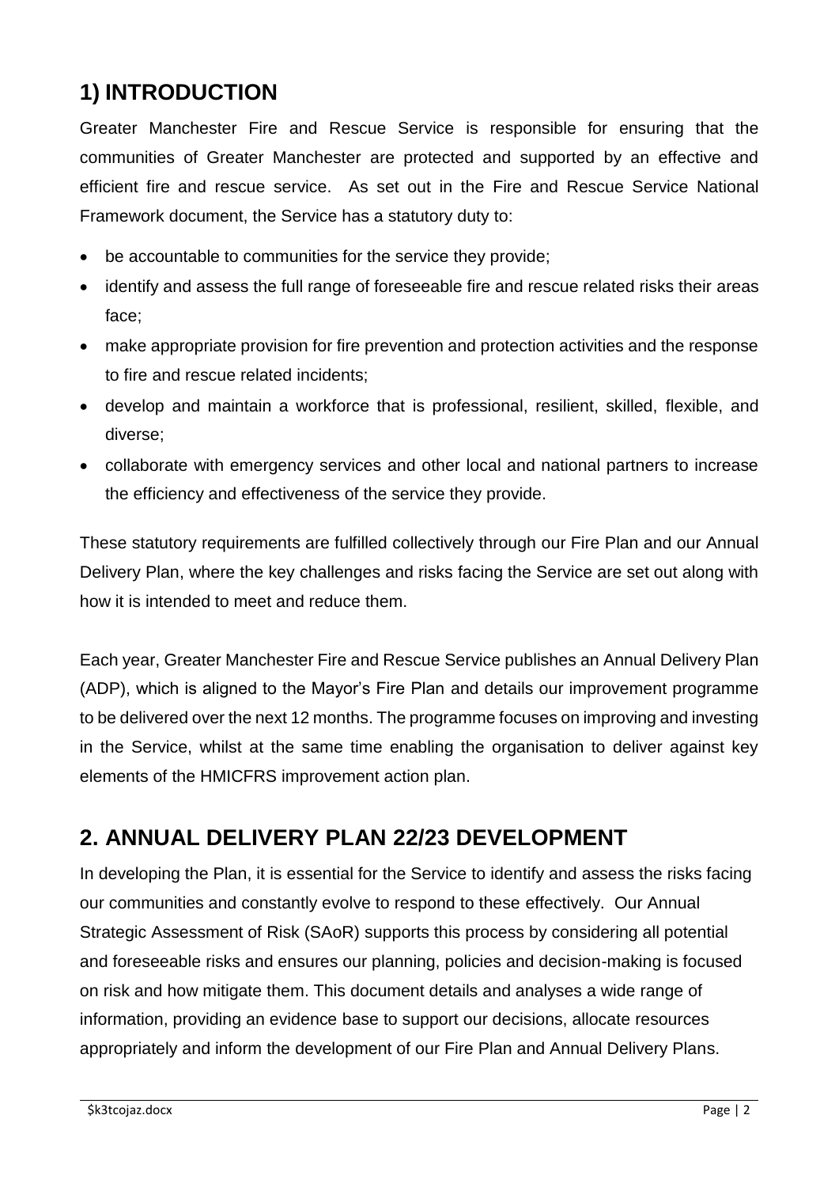## 1) INTRODUCTION

Greater Manchester Fire and Rescue Service is responsible for ensuring that the communities of Greater Manchester are protected and supported by an effective and efficient fire and rescue service. As set out in the Fire and Rescue Service National Framework document, the Service has a statutory duty to:

- be accountable to communities for the service they provide;
- identify and assess the full range of foreseeable fire and rescue related risks their areas face;
- make appropriate provision for fire prevention and protection activities and the response to fire and rescue related incidents;
- develop and maintain a workforce that is professional, resilient, skilled, flexible, and diverse;
- collaborate with emergency services and other local and national partners to increase the efficiency and effectiveness of the service they provide.

These statutory requirements are fulfilled collectively through our Fire Plan and our Annual Delivery Plan, where the key challenges and risks facing the Service are set out along with how it is intended to meet and reduce them.

Each year, Greater Manchester Fire and Rescue Service publishes an Annual Delivery Plan (ADP), which is aligned to the Mayor's Fire Plan and details our improvement programme to be delivered over the next 12 months. The programme focuses on improving and investing in the Service, whilst at the same time enabling the organisation to deliver against key elements of the HMICFRS improvement action plan.

## 2. ANNUAL DELIVERY PLAN 22/23 DEVELOPMENT

In developing the Plan, it is essential for the Service to identify and assess the risks facing our communities and constantly evolve to respond to these effectively. Our Annual Strategic Assessment of Risk (SAoR) supports this process by considering all potential and foreseeable risks and ensures our planning, policies and decision-making is focused on risk and how mitigate them. This document details and analyses a wide range of information, providing an evidence base to support our decisions, allocate resources appropriately and inform the development of our Fire Plan and Annual Delivery Plans.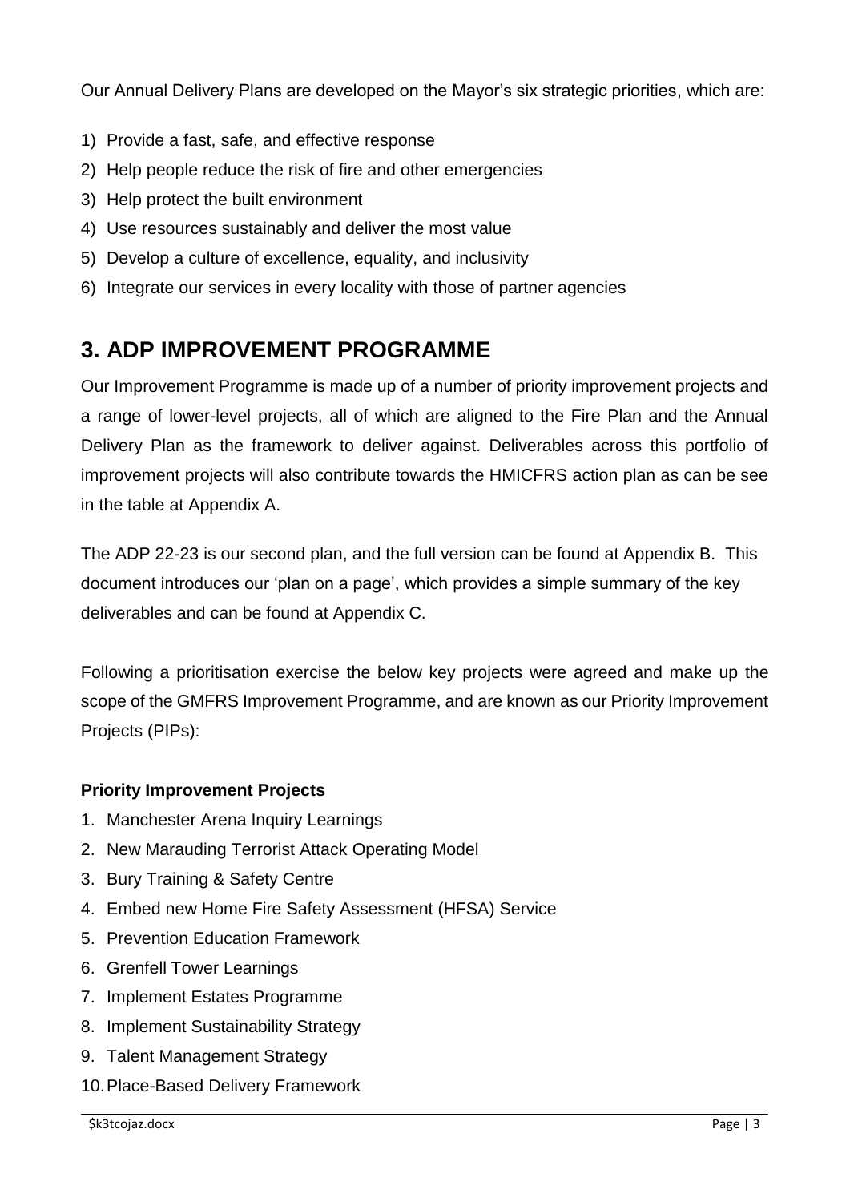Our Annual Delivery Plans are developed on the Mayor's six strategic priorities, which are:

1) Provide a fast, safe, and effective response
2) Help people reduce the risk of fire and other emergencies
3) Help protect the built environment
4) Use resources sustainably and deliver the most value
5) Develop a culture of excellence, equality, and inclusivity
6) Integrate our services in every locality with those of partner agencies

## 3. ADP IMPROVEMENT PROGRAMME

Our Improvement Programme is made up of a number of priority improvement projects and a range of lower-level projects, all of which are aligned to the Fire Plan and the Annual Delivery Plan as the framework to deliver against. Deliverables across this portfolio of improvement projects will also contribute towards the HMICFRS action plan as can be see in the table at Appendix A.

The ADP 22-23 is our second plan, and the full version can be found at Appendix B. This document introduces our 'plan on a page', which provides a simple summary of the key deliverables and can be found at Appendix C.

Following a prioritisation exercise the below key projects were agreed and make up the scope of the GMFRS Improvement Programme, and are known as our Priority Improvement Projects (PIPs):

**Priority Improvement Projects**

1. Manchester Arena Inquiry Learnings
2. New Marauding Terrorist Attack Operating Model
3. Bury Training & Safety Centre
4. Embed new Home Fire Safety Assessment (HFSA) Service
5. Prevention Education Framework
6. Grenfell Tower Learnings
7. Implement Estates Programme
8. Implement Sustainability Strategy
9. Talent Management Strategy
10. Place-Based Delivery Framework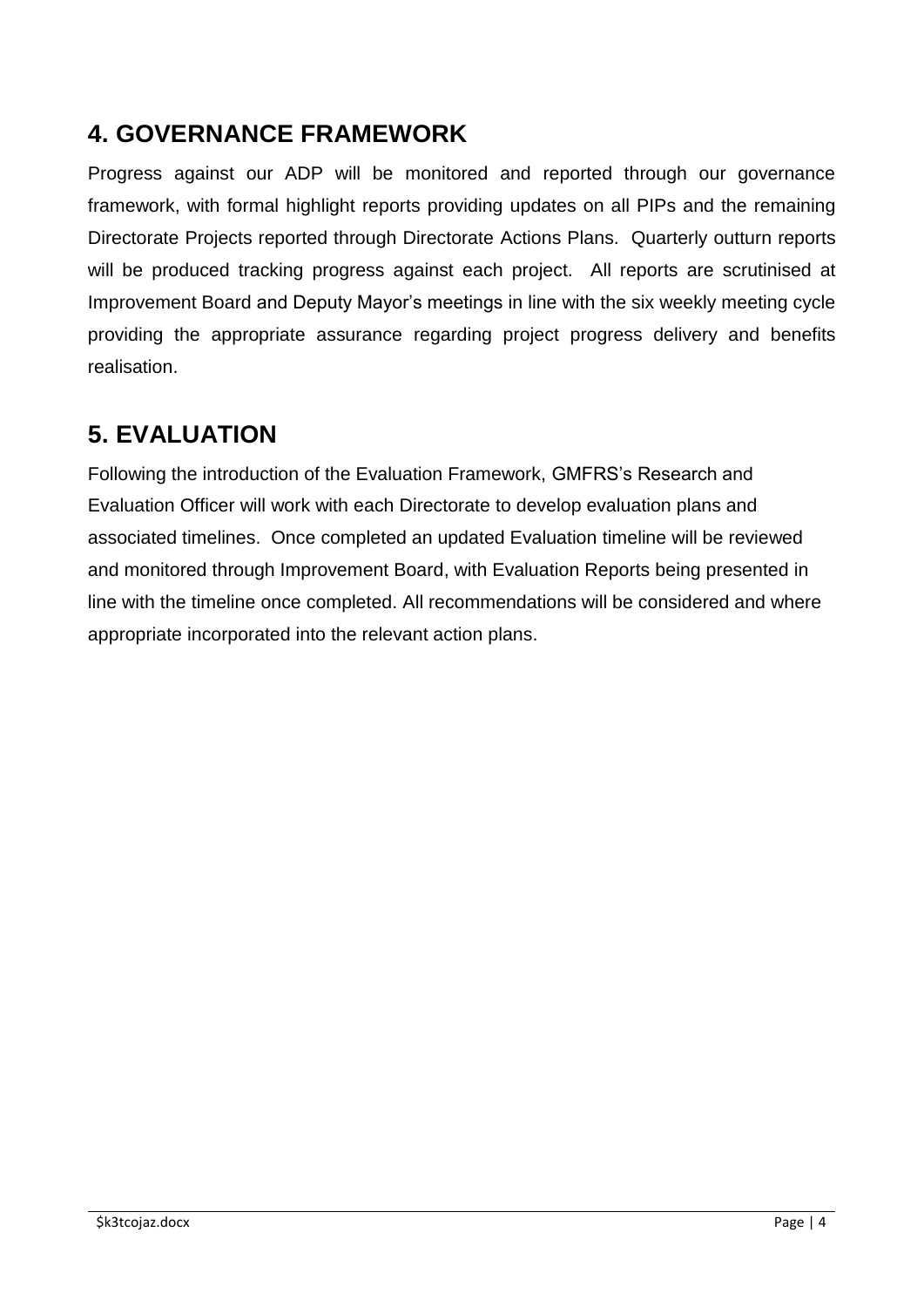## 4. GOVERNANCE FRAMEWORK

Progress against our ADP will be monitored and reported through our governance framework, with formal highlight reports providing updates on all PIPs and the remaining Directorate Projects reported through Directorate Actions Plans. Quarterly outturn reports will be produced tracking progress against each project. All reports are scrutinised at Improvement Board and Deputy Mayor's meetings in line with the six weekly meeting cycle providing the appropriate assurance regarding project progress delivery and benefits realisation.

## 5. EVALUATION

Following the introduction of the Evaluation Framework, GMFRS's Research and Evaluation Officer will work with each Directorate to develop evaluation plans and associated timelines. Once completed an updated Evaluation timeline will be reviewed and monitored through Improvement Board, with Evaluation Reports being presented in line with the timeline once completed. All recommendations will be considered and where appropriate incorporated into the relevant action plans.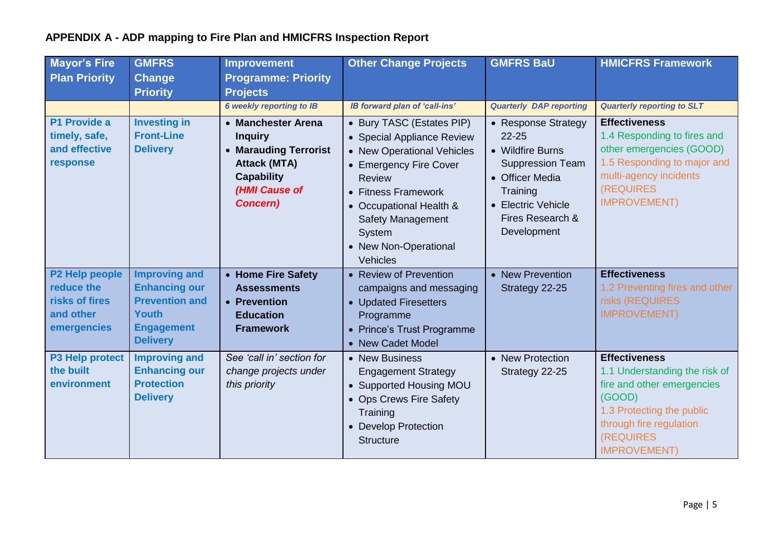**APPENDIX A - ADP mapping to Fire Plan and HMICFRS Inspection Report**

| Mayor's Fire Plan Priority | GMFRS Change Priority | Improvement Programme: Priority Projects | Other Change Projects | GMFRS BaU | HMICFRS Framework |
|---|---|---|---|---|---|
| | | *6 weekly reporting to IB* | *IB forward plan of 'call-ins'* | *Quarterly DAP reporting* | *Quarterly reporting to SLT* |
| **P1 Provide a timely, safe, and effective response** | **Investing in Front-Line Delivery** | • **Manchester Arena Inquiry**<br>• **Marauding Terrorist Attack (MTA) Capability** ***(HMI Cause of Concern)*** | • Bury TASC (Estates PIP)<br>• Special Appliance Review<br>• New Operational Vehicles<br>• Emergency Fire Cover Review<br>• Fitness Framework<br>• Occupational Health & Safety Management System<br>• New Non-Operational Vehicles | • Response Strategy 22-25<br>• Wildfire Burns Suppression Team<br>• Officer Media Training<br>• Electric Vehicle Fires Research & Development | **Effectiveness**<br>1.4 Responding to fires and other emergencies (GOOD)<br>1.5 Responding to major and multi-agency incidents (REQUIRES IMPROVEMENT) |
| **P2 Help people reduce the risks of fires and other emergencies** | **Improving and Enhancing our Prevention and Youth Engagement Delivery** | • **Home Fire Safety Assessments**<br>• **Prevention Education Framework** | • Review of Prevention campaigns and messaging<br>• Updated Firesetters Programme<br>• Prince's Trust Programme<br>• New Cadet Model | • New Prevention Strategy 22-25 | **Effectiveness**<br>1.2 Preventing fires and other risks (REQUIRES IMPROVEMENT) |
| **P3 Help protect the built environment** | **Improving and Enhancing our Protection Delivery** | *See 'call in' section for change projects under this priority* | • New Business Engagement Strategy<br>• Supported Housing MOU<br>• Ops Crews Fire Safety Training<br>• Develop Protection Structure | • New Protection Strategy 22-25 | **Effectiveness**<br>1.1 Understanding the risk of fire and other emergencies (GOOD)<br>1.3 Protecting the public through fire regulation (REQUIRES IMPROVEMENT) |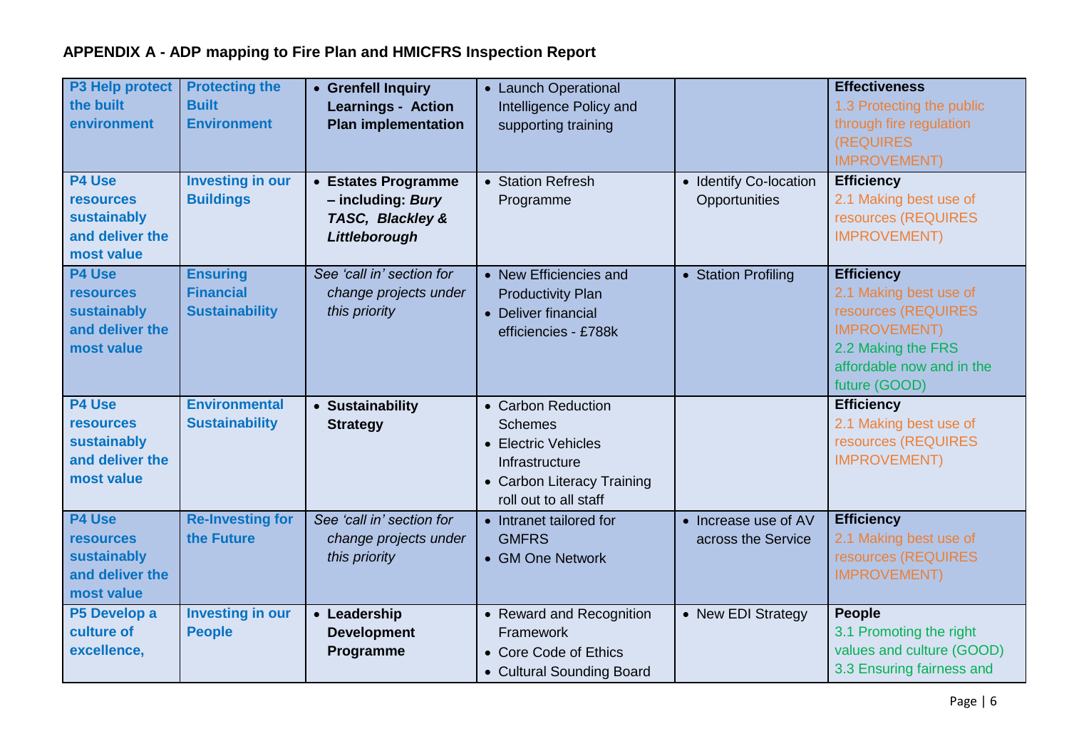## APPENDIX A - ADP mapping to Fire Plan and HMICFRS Inspection Report

| | | | | | |
|---|---|---|---|---|---|
| **P3 Help protect the built environment** | **Protecting the Built Environment** | • **Grenfell Inquiry Learnings - Action Plan implementation** | • Launch Operational Intelligence Policy and supporting training | | **Effectiveness**<br>1.3 Protecting the public through fire regulation (REQUIRES IMPROVEMENT) |
| **P4 Use resources sustainably and deliver the most value** | **Investing in our Buildings** | • **Estates Programme – including: *Bury TASC, Blackley & Littleborough*** | • Station Refresh Programme | • Identify Co-location Opportunities | **Efficiency**<br>2.1 Making best use of resources (REQUIRES IMPROVEMENT) |
| **P4 Use resources sustainably and deliver the most value** | **Ensuring Financial Sustainability** | *See 'call in' section for change projects under this priority* | • New Efficiencies and Productivity Plan<br>• Deliver financial efficiencies - £788k | • Station Profiling | **Efficiency**<br>2.1 Making best use of resources (REQUIRES IMPROVEMENT)<br>2.2 Making the FRS affordable now and in the future (GOOD) |
| **P4 Use resources sustainably and deliver the most value** | **Environmental Sustainability** | • **Sustainability Strategy** | • Carbon Reduction Schemes<br>• Electric Vehicles Infrastructure<br>• Carbon Literacy Training roll out to all staff | | **Efficiency**<br>2.1 Making best use of resources (REQUIRES IMPROVEMENT) |
| **P4 Use resources sustainably and deliver the most value** | **Re-Investing for the Future** | *See 'call in' section for change projects under this priority* | • Intranet tailored for GMFRS<br>• GM One Network | • Increase use of AV across the Service | **Efficiency**<br>2.1 Making best use of resources (REQUIRES IMPROVEMENT) |
| **P5 Develop a culture of excellence,** | **Investing in our People** | • **Leadership Development Programme** | • Reward and Recognition Framework<br>• Core Code of Ethics<br>• Cultural Sounding Board | • New EDI Strategy | **People**<br>3.1 Promoting the right values and culture (GOOD)<br>3.3 Ensuring fairness and |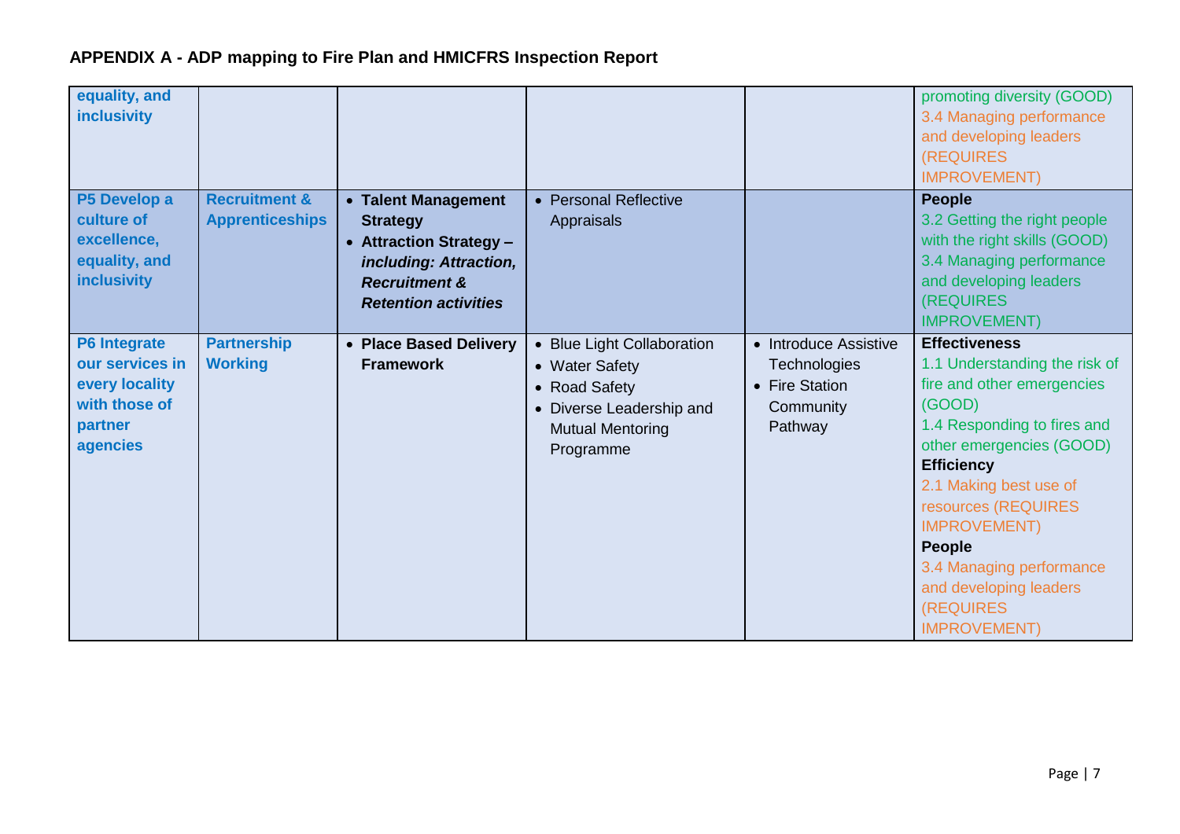## APPENDIX A - ADP mapping to Fire Plan and HMICFRS Inspection Report

| | | | | | |
|---|---|---|---|---|---|
| **equality, and inclusivity** | | | | | promoting diversity (GOOD)<br>3.4 Managing performance and developing leaders (REQUIRES IMPROVEMENT) |
| **P5 Develop a culture of excellence, equality, and inclusivity** | **Recruitment & Apprenticeships** | • **Talent Management Strategy**<br>• **Attraction Strategy –** ***including: Attraction, Recruitment & Retention activities*** | • Personal Reflective Appraisals | | **People**<br>3.2 Getting the right people with the right skills (GOOD)<br>3.4 Managing performance and developing leaders (REQUIRES IMPROVEMENT) |
| **P6 Integrate our services in every locality with those of partner agencies** | **Partnership Working** | • **Place Based Delivery Framework** | • Blue Light Collaboration<br>• Water Safety<br>• Road Safety<br>• Diverse Leadership and Mutual Mentoring Programme | • Introduce Assistive Technologies<br>• Fire Station Community Pathway | **Effectiveness**<br>1.1 Understanding the risk of fire and other emergencies (GOOD)<br>1.4 Responding to fires and other emergencies (GOOD)<br>**Efficiency**<br>2.1 Making best use of resources (REQUIRES IMPROVEMENT)<br>**People**<br>3.4 Managing performance and developing leaders (REQUIRES IMPROVEMENT) |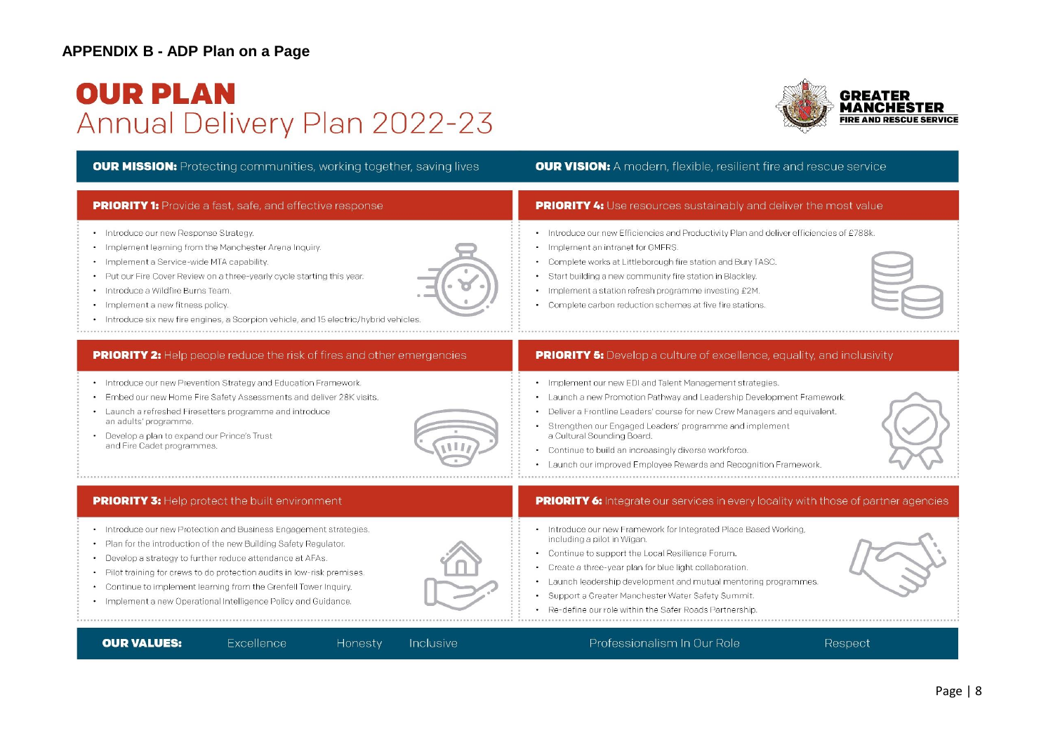**APPENDIX B - ADP Plan on a Page**

# OUR PLAN
## Annual Delivery Plan 2022-23

GREATER MANCHESTER FIRE AND RESCUE SERVICE

**OUR MISSION:** Protecting communities, working together, saving lives

**OUR VISION:** A modern, flexible, resilient fire and rescue service

### PRIORITY 1: Provide a fast, safe, and effective response

- Introduce our new Response Strategy.
- Implement learning from the Manchester Arena Inquiry.
- Implement a Service-wide MTA capability.
- Put our Fire Cover Review on a three-yearly cycle starting this year.
- Introduce a Wildfire Burns Team.
- Implement a new fitness policy.
- Introduce six new fire engines, a Scorpion vehicle, and 15 electric/hybrid vehicles.

### PRIORITY 2: Help people reduce the risk of fires and other emergencies

- Introduce our new Prevention Strategy and Education Framework.
- Embed our new Home Fire Safety Assessments and deliver 28K visits.
- Launch a refreshed Firesetters programme and introduce an adults' programme.
- Develop a plan to expand our Prince's Trust and Fire Cadet programmes.

### PRIORITY 3: Help protect the built environment

- Introduce our new Protection and Business Engagement strategies.
- Plan for the introduction of the new Building Safety Regulator.
- Develop a strategy to further reduce attendance at AFAs.
- Pilot training for crews to do protection audits in low-risk premises.
- Continue to implement learning from the Grenfell Tower Inquiry.
- Implement a new Operational Intelligence Policy and Guidance.

### PRIORITY 4: Use resources sustainably and deliver the most value

- Introduce our new Efficiencies and Productivity Plan and deliver efficiencies of £788k.
- Implement an intranet for GMFRS.
- Complete works at Littleborough fire station and Bury TASC.
- Start building a new community fire station in Blackley.
- Implement a station refresh programme investing £2M.
- Complete carbon reduction schemes at five fire stations.

### PRIORITY 5: Develop a culture of excellence, equality, and inclusivity

- Implement our new EDI and Talent Management strategies.
- Launch a new Promotion Pathway and Leadership Development Framework.
- Deliver a Frontline Leaders' course for new Crew Managers and equivalent.
- Strengthen our Engaged Leaders' programme and implement a Cultural Sounding Board.
- Continue to build an increasingly diverse workforce.
- Launch our improved Employee Rewards and Recognition Framework.

### PRIORITY 6: Integrate our services in every locality with those of partner agencies

- Introduce our new Framework for Integrated Place Based Working, including a pilot in Wigan.
- Continue to support the Local Resilience Forum.
- Create a three-year plan for blue light collaboration.
- Launch leadership development and mutual mentoring programmes.
- Support a Greater Manchester Water Safety Summit.
- Re-define our role within the Safer Roads Partnership.

**OUR VALUES:** Excellence | Honesty | Inclusive | Professionalism In Our Role | Respect